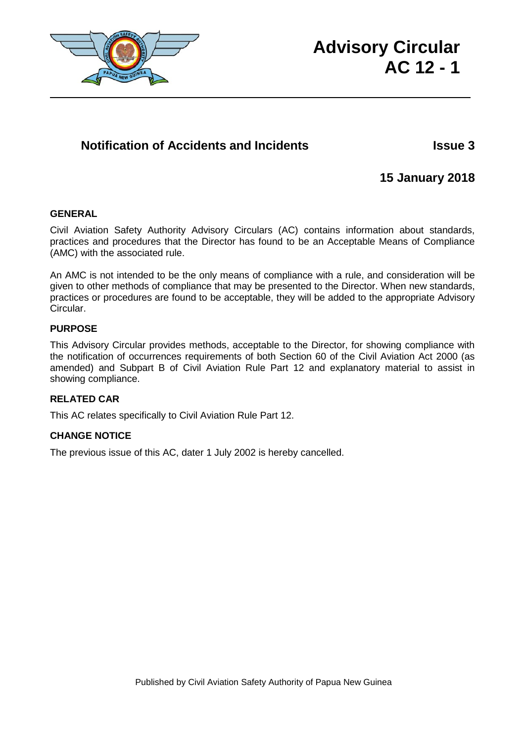# Advisory Circular AC 12 - 1

## Notification of Accidents and Incidents

**Issue 3**

**15 January 2018**

### GENERAL

Civil Aviation Safety Authority Advisory Circulars (AC) contains information about standards, practices and procedures that the Director has found to be an Acceptable Means of Compliance (AMC) with the associated rule.

An AMC is not intended to be the only means of compliance with a rule, and consideration will be given to other methods of compliance that may be presented to the Director. When new standards, practices or procedures are found to be acceptable, they will be added to the appropriate Advisory Circular.

### PURPOSE

This Advisory Circular provides methods, acceptable to the Director, for showing compliance with the notification of occurrences requirements of both Section 60 of the Civil Aviation Act 2000 (as amended) and Subpart B of Civil Aviation Rule Part 12 and explanatory material to assist in showing compliance.

### RELATED CAR

This AC relates specifically to Civil Aviation Rule Part 12.

### CHANGE NOTICE

The previous issue of this AC, dater 1 July 2002 is hereby cancelled.

Published by Civil Aviation Safety Authority of Papua New Guinea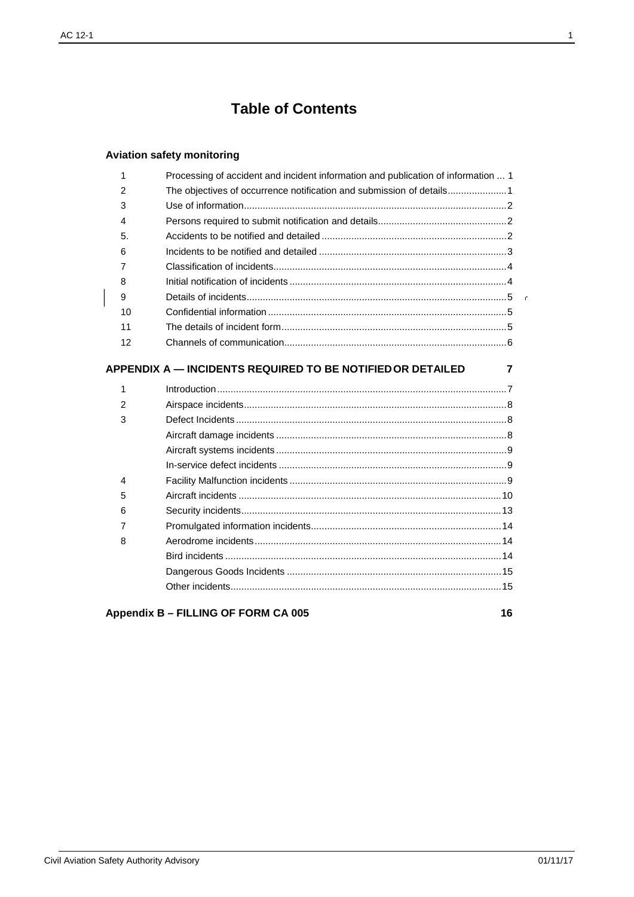# Table of Contents

## Aviation safety monitoring

| | | |
|---|---|---|
| 1 | Processing of accident and incident information and publication of information | 1 |
| 2 | The objectives of occurrence notification and submission of details | 1 |
| 3 | Use of information | 2 |
| 4 | Persons required to submit notification and details | 2 |
| 5. | Accidents to be notified and detailed | 2 |
| 6 | Incidents to be notified and detailed | 3 |
| 7 | Classification of incidents | 4 |
| 8 | Initial notification of incidents | 4 |
| 9 | Details of incidents | 5 |
| 10 | Confidential information | 5 |
| 11 | The details of incident form | 5 |
| 12 | Channels of communication | 6 |

## APPENDIX A — INCIDENTS REQUIRED TO BE NOTIFIED OR DETAILED 7

| | | |
|---|---|---|
| 1 | Introduction | 7 |
| 2 | Airspace incidents | 8 |
| 3 | Defect Incidents | 8 |
| | Aircraft damage incidents | 8 |
| | Aircraft systems incidents | 9 |
| | In-service defect incidents | 9 |
| 4 | Facility Malfunction incidents | 9 |
| 5 | Aircraft incidents | 10 |
| 6 | Security incidents | 13 |
| 7 | Promulgated information incidents | 14 |
| 8 | Aerodrome incidents | 14 |
| | Bird incidents | 14 |
| | Dangerous Goods Incidents | 15 |
| | Other incidents | 15 |

## Appendix B – FILLING OF FORM CA 005 16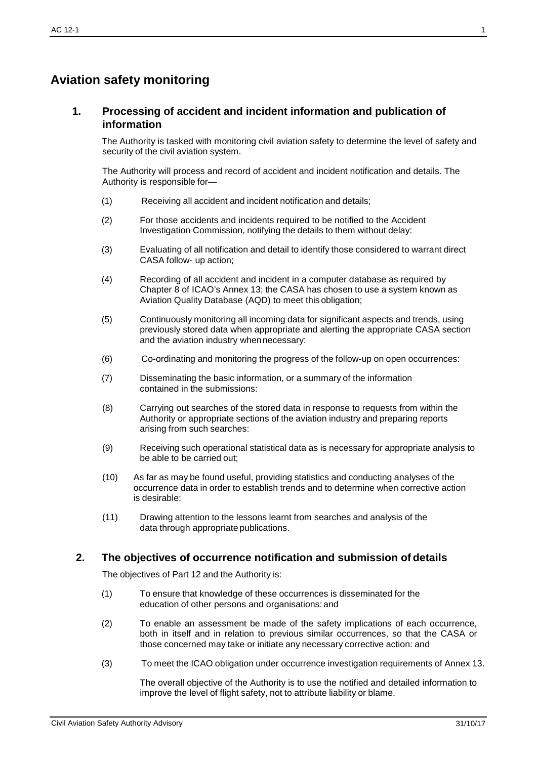# Aviation safety monitoring

## 1. Processing of accident and incident information and publication of information

The Authority is tasked with monitoring civil aviation safety to determine the level of safety and security of the civil aviation system.

The Authority will process and record of accident and incident notification and details. The Authority is responsible for—

(1) Receiving all accident and incident notification and details;

(2) For those accidents and incidents required to be notified to the Accident Investigation Commission, notifying the details to them without delay:

(3) Evaluating of all notification and detail to identify those considered to warrant direct CASA follow- up action;

(4) Recording of all accident and incident in a computer database as required by Chapter 8 of ICAO's Annex 13; the CASA has chosen to use a system known as Aviation Quality Database (AQD) to meet this obligation;

(5) Continuously monitoring all incoming data for significant aspects and trends, using previously stored data when appropriate and alerting the appropriate CASA section and the aviation industry when necessary:

(6) Co-ordinating and monitoring the progress of the follow-up on open occurrences:

(7) Disseminating the basic information, or a summary of the information contained in the submissions:

(8) Carrying out searches of the stored data in response to requests from within the Authority or appropriate sections of the aviation industry and preparing reports arising from such searches:

(9) Receiving such operational statistical data as is necessary for appropriate analysis to be able to be carried out;

(10) As far as may be found useful, providing statistics and conducting analyses of the occurrence data in order to establish trends and to determine when corrective action is desirable:

(11) Drawing attention to the lessons learnt from searches and analysis of the data through appropriate publications.

## 2. The objectives of occurrence notification and submission of details

The objectives of Part 12 and the Authority is:

(1) To ensure that knowledge of these occurrences is disseminated for the education of other persons and organisations: and

(2) To enable an assessment be made of the safety implications of each occurrence, both in itself and in relation to previous similar occurrences, so that the CASA or those concerned may take or initiate any necessary corrective action: and

(3) To meet the ICAO obligation under occurrence investigation requirements of Annex 13.

The overall objective of the Authority is to use the notified and detailed information to improve the level of flight safety, not to attribute liability or blame.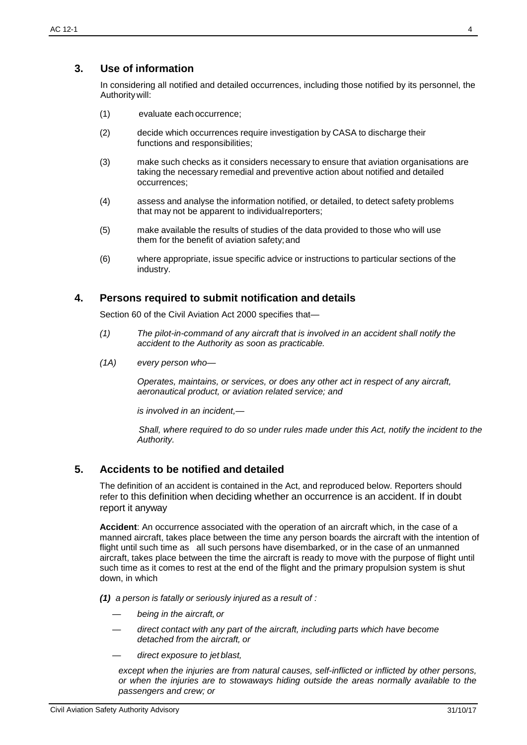## 3. Use of information

In considering all notified and detailed occurrences, including those notified by its personnel, the Authority will:

(1) evaluate each occurrence;

(2) decide which occurrences require investigation by CASA to discharge their functions and responsibilities;

(3) make such checks as it considers necessary to ensure that aviation organisations are taking the necessary remedial and preventive action about notified and detailed occurrences;

(4) assess and analyse the information notified, or detailed, to detect safety problems that may not be apparent to individual reporters;

(5) make available the results of studies of the data provided to those who will use them for the benefit of aviation safety; and

(6) where appropriate, issue specific advice or instructions to particular sections of the industry.

## 4. Persons required to submit notification and details

Section 60 of the Civil Aviation Act 2000 specifies that—

*(1) The pilot-in-command of any aircraft that is involved in an accident shall notify the accident to the Authority as soon as practicable.*

*(1A) every person who—*

*Operates, maintains, or services, or does any other act in respect of any aircraft, aeronautical product, or aviation related service; and*

*is involved in an incident,—*

*Shall, where required to do so under rules made under this Act, notify the incident to the Authority.*

## 5. Accidents to be notified and detailed

The definition of an accident is contained in the Act, and reproduced below. Reporters should refer to this definition when deciding whether an occurrence is an accident. If in doubt report it anyway

**Accident**: An occurrence associated with the operation of an aircraft which, in the case of a manned aircraft, takes place between the time any person boards the aircraft with the intention of flight until such time as all such persons have disembarked, or in the case of an unmanned aircraft, takes place between the time the aircraft is ready to move with the purpose of flight until such time as it comes to rest at the end of the flight and the primary propulsion system is shut down, in which

***(1)*** *a person is fatally or seriously injured as a result of :*

- *being in the aircraft, or*
- *direct contact with any part of the aircraft, including parts which have become detached from the aircraft, or*
- *direct exposure to jet blast,*

*except when the injuries are from natural causes, self-inflicted or inflicted by other persons, or when the injuries are to stowaways hiding outside the areas normally available to the passengers and crew; or*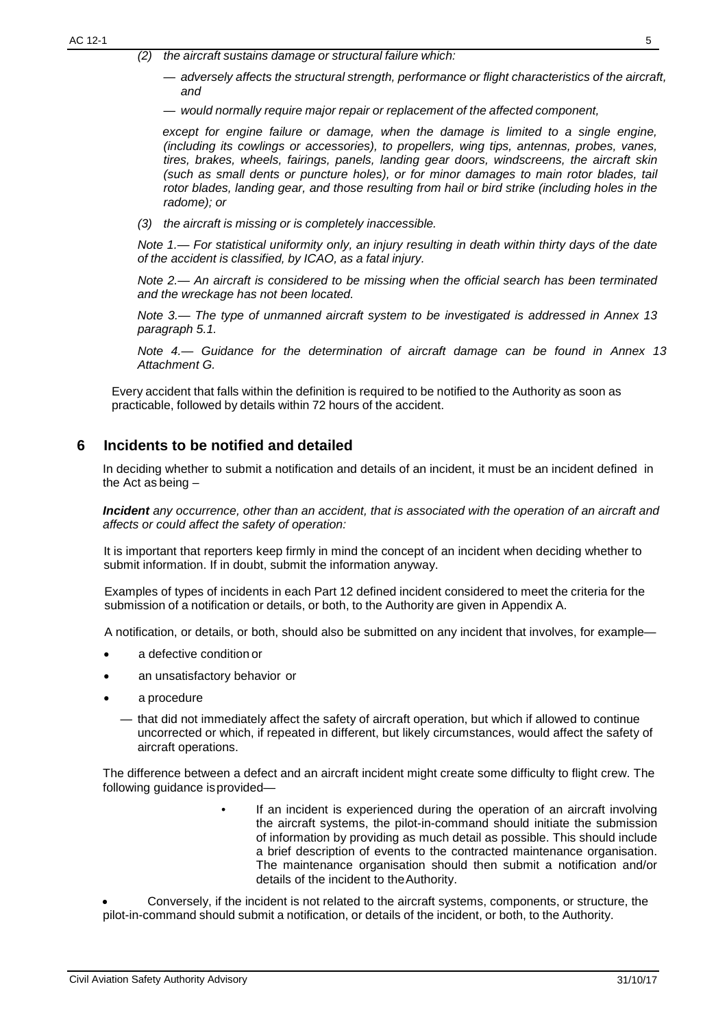*(2) the aircraft sustains damage or structural failure which:*

*— adversely affects the structural strength, performance or flight characteristics of the aircraft, and*

*— would normally require major repair or replacement of the affected component,*

*except for engine failure or damage, when the damage is limited to a single engine, (including its cowlings or accessories), to propellers, wing tips, antennas, probes, vanes, tires, brakes, wheels, fairings, panels, landing gear doors, windscreens, the aircraft skin (such as small dents or puncture holes), or for minor damages to main rotor blades, tail rotor blades, landing gear, and those resulting from hail or bird strike (including holes in the radome); or*

*(3) the aircraft is missing or is completely inaccessible.*

*Note 1.— For statistical uniformity only, an injury resulting in death within thirty days of the date of the accident is classified, by ICAO, as a fatal injury.*

*Note 2.— An aircraft is considered to be missing when the official search has been terminated and the wreckage has not been located.*

*Note 3.— The type of unmanned aircraft system to be investigated is addressed in Annex 13 paragraph 5.1.*

*Note 4.— Guidance for the determination of aircraft damage can be found in Annex 13 Attachment G.*

Every accident that falls within the definition is required to be notified to the Authority as soon as practicable, followed by details within 72 hours of the accident.

## 6 Incidents to be notified and detailed

In deciding whether to submit a notification and details of an incident, it must be an incident defined in the Act as being –

***Incident*** *any occurrence, other than an accident, that is associated with the operation of an aircraft and affects or could affect the safety of operation:*

It is important that reporters keep firmly in mind the concept of an incident when deciding whether to submit information. If in doubt, submit the information anyway.

Examples of types of incidents in each Part 12 defined incident considered to meet the criteria for the submission of a notification or details, or both, to the Authority are given in Appendix A.

A notification, or details, or both, should also be submitted on any incident that involves, for example—

- a defective condition or
- an unsatisfactory behavior or
- a procedure

— that did not immediately affect the safety of aircraft operation, but which if allowed to continue uncorrected or which, if repeated in different, but likely circumstances, would affect the safety of aircraft operations.

The difference between a defect and an aircraft incident might create some difficulty to flight crew. The following guidance is provided—

- If an incident is experienced during the operation of an aircraft involving the aircraft systems, the pilot-in-command should initiate the submission of information by providing as much detail as possible. This should include a brief description of events to the contracted maintenance organisation. The maintenance organisation should then submit a notification and/or details of the incident to the Authority.
- Conversely, if the incident is not related to the aircraft systems, components, or structure, the pilot-in-command should submit a notification, or details of the incident, or both, to the Authority.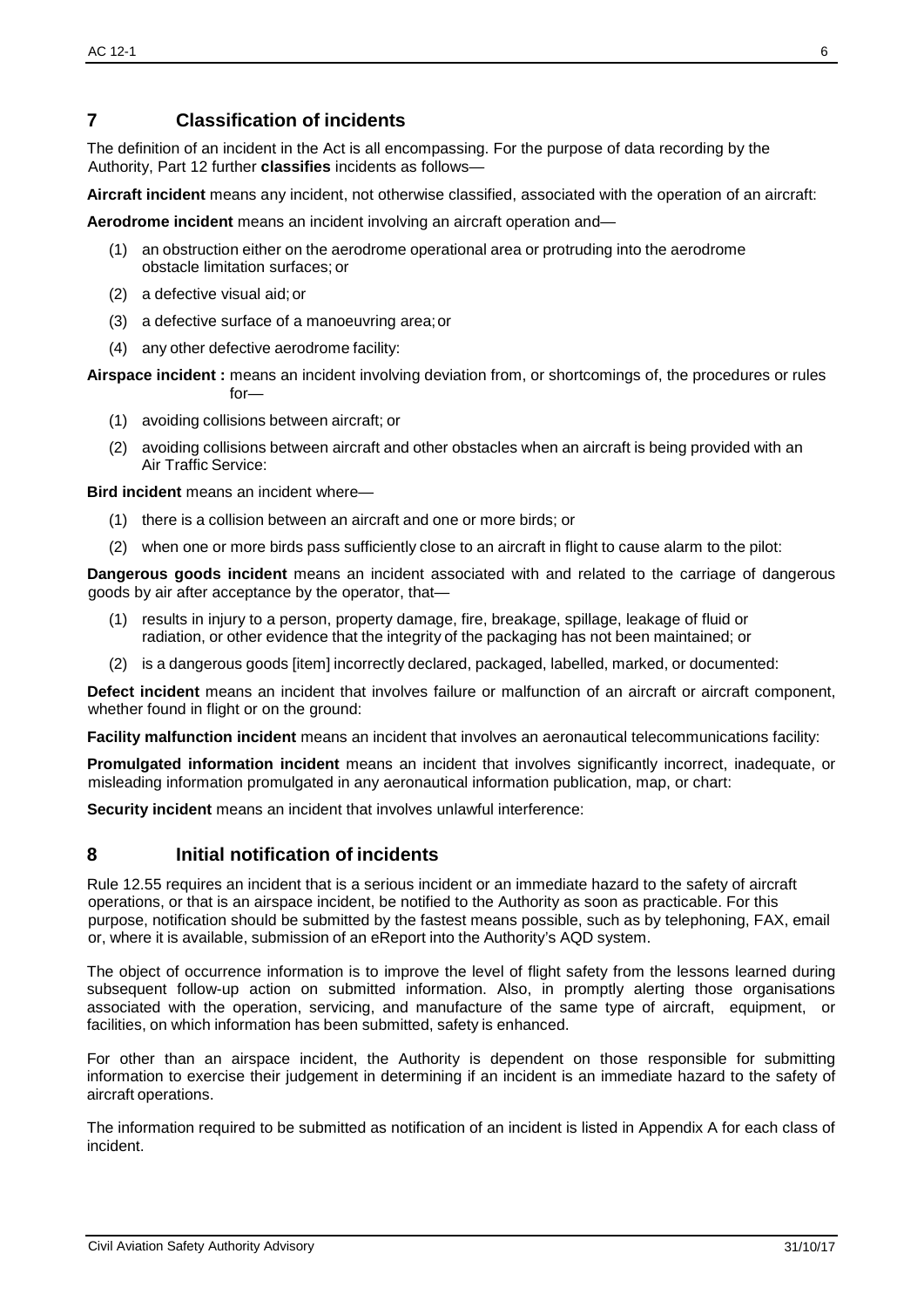## 7 Classification of incidents

The definition of an incident in the Act is all encompassing. For the purpose of data recording by the Authority, Part 12 further **classifies** incidents as follows—

**Aircraft incident** means any incident, not otherwise classified, associated with the operation of an aircraft:

**Aerodrome incident** means an incident involving an aircraft operation and—

(1) an obstruction either on the aerodrome operational area or protruding into the aerodrome obstacle limitation surfaces; or

(2) a defective visual aid; or

(3) a defective surface of a manoeuvring area; or

(4) any other defective aerodrome facility:

**Airspace incident :** means an incident involving deviation from, or shortcomings of, the procedures or rules for—

(1) avoiding collisions between aircraft; or

(2) avoiding collisions between aircraft and other obstacles when an aircraft is being provided with an Air Traffic Service:

**Bird incident** means an incident where—

(1) there is a collision between an aircraft and one or more birds; or

(2) when one or more birds pass sufficiently close to an aircraft in flight to cause alarm to the pilot:

**Dangerous goods incident** means an incident associated with and related to the carriage of dangerous goods by air after acceptance by the operator, that—

(1) results in injury to a person, property damage, fire, breakage, spillage, leakage of fluid or radiation, or other evidence that the integrity of the packaging has not been maintained; or

(2) is a dangerous goods [item] incorrectly declared, packaged, labelled, marked, or documented:

**Defect incident** means an incident that involves failure or malfunction of an aircraft or aircraft component, whether found in flight or on the ground:

**Facility malfunction incident** means an incident that involves an aeronautical telecommunications facility:

**Promulgated information incident** means an incident that involves significantly incorrect, inadequate, or misleading information promulgated in any aeronautical information publication, map, or chart:

**Security incident** means an incident that involves unlawful interference:

## 8 Initial notification of incidents

Rule 12.55 requires an incident that is a serious incident or an immediate hazard to the safety of aircraft operations, or that is an airspace incident, be notified to the Authority as soon as practicable. For this purpose, notification should be submitted by the fastest means possible, such as by telephoning, FAX, email or, where it is available, submission of an eReport into the Authority's AQD system.

The object of occurrence information is to improve the level of flight safety from the lessons learned during subsequent follow-up action on submitted information. Also, in promptly alerting those organisations associated with the operation, servicing, and manufacture of the same type of aircraft, equipment, or facilities, on which information has been submitted, safety is enhanced.

For other than an airspace incident, the Authority is dependent on those responsible for submitting information to exercise their judgement in determining if an incident is an immediate hazard to the safety of aircraft operations.

The information required to be submitted as notification of an incident is listed in Appendix A for each class of incident.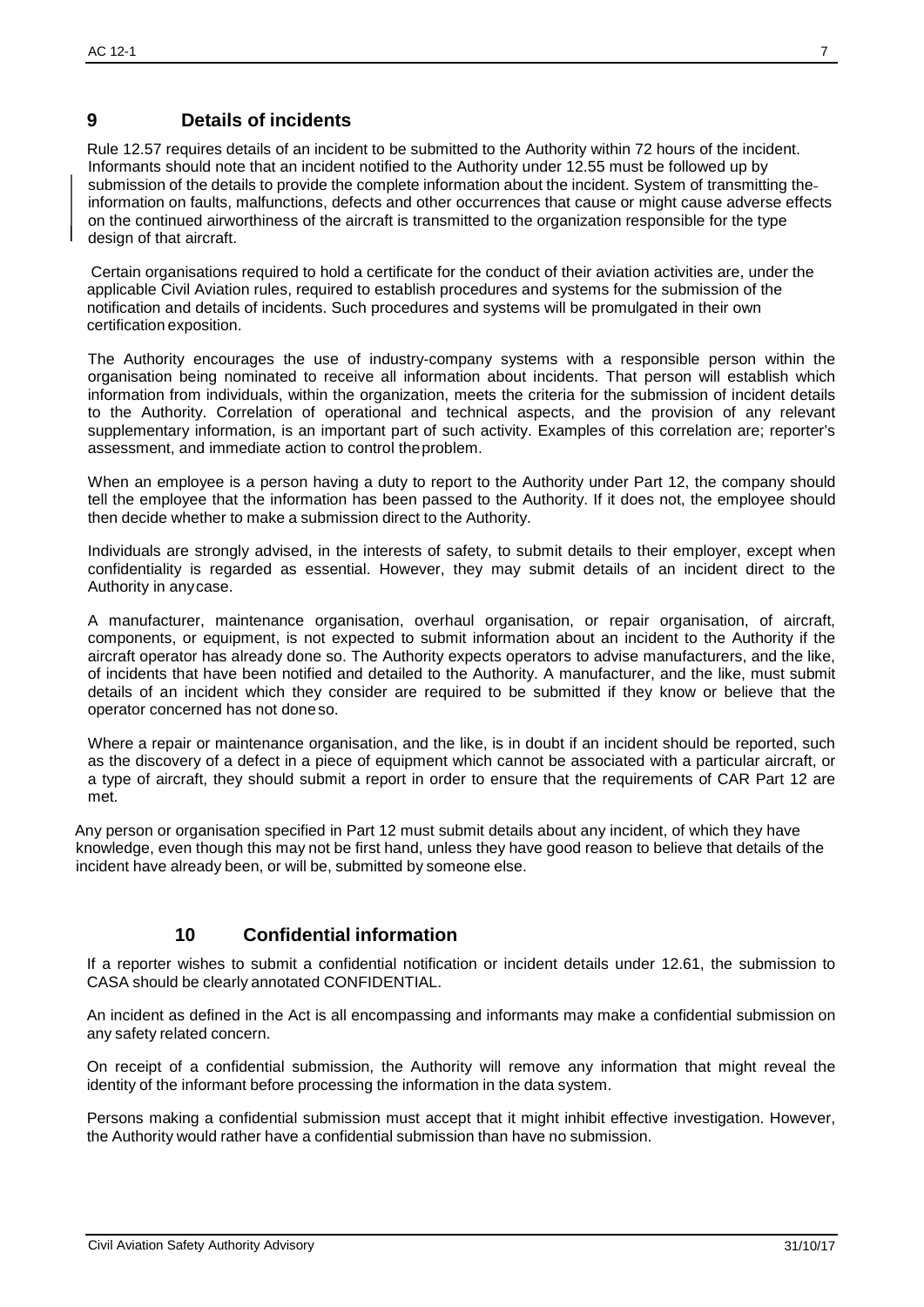## 9 Details of incidents

Rule 12.57 requires details of an incident to be submitted to the Authority within 72 hours of the incident. Informants should note that an incident notified to the Authority under 12.55 must be followed up by submission of the details to provide the complete information about the incident. System of transmitting the information on faults, malfunctions, defects and other occurrences that cause or might cause adverse effects on the continued airworthiness of the aircraft is transmitted to the organization responsible for the type design of that aircraft.

Certain organisations required to hold a certificate for the conduct of their aviation activities are, under the applicable Civil Aviation rules, required to establish procedures and systems for the submission of the notification and details of incidents. Such procedures and systems will be promulgated in their own certification exposition.

The Authority encourages the use of industry-company systems with a responsible person within the organisation being nominated to receive all information about incidents. That person will establish which information from individuals, within the organization, meets the criteria for the submission of incident details to the Authority. Correlation of operational and technical aspects, and the provision of any relevant supplementary information, is an important part of such activity. Examples of this correlation are; reporter's assessment, and immediate action to control the problem.

When an employee is a person having a duty to report to the Authority under Part 12, the company should tell the employee that the information has been passed to the Authority. If it does not, the employee should then decide whether to make a submission direct to the Authority.

Individuals are strongly advised, in the interests of safety, to submit details to their employer, except when confidentiality is regarded as essential. However, they may submit details of an incident direct to the Authority in any case.

A manufacturer, maintenance organisation, overhaul organisation, or repair organisation, of aircraft, components, or equipment, is not expected to submit information about an incident to the Authority if the aircraft operator has already done so. The Authority expects operators to advise manufacturers, and the like, of incidents that have been notified and detailed to the Authority. A manufacturer, and the like, must submit details of an incident which they consider are required to be submitted if they know or believe that the operator concerned has not done so.

Where a repair or maintenance organisation, and the like, is in doubt if an incident should be reported, such as the discovery of a defect in a piece of equipment which cannot be associated with a particular aircraft, or a type of aircraft, they should submit a report in order to ensure that the requirements of CAR Part 12 are met.

Any person or organisation specified in Part 12 must submit details about any incident, of which they have knowledge, even though this may not be first hand, unless they have good reason to believe that details of the incident have already been, or will be, submitted by someone else.

## 10 Confidential information

If a reporter wishes to submit a confidential notification or incident details under 12.61, the submission to CASA should be clearly annotated CONFIDENTIAL.

An incident as defined in the Act is all encompassing and informants may make a confidential submission on any safety related concern.

On receipt of a confidential submission, the Authority will remove any information that might reveal the identity of the informant before processing the information in the data system.

Persons making a confidential submission must accept that it might inhibit effective investigation. However, the Authority would rather have a confidential submission than have no submission.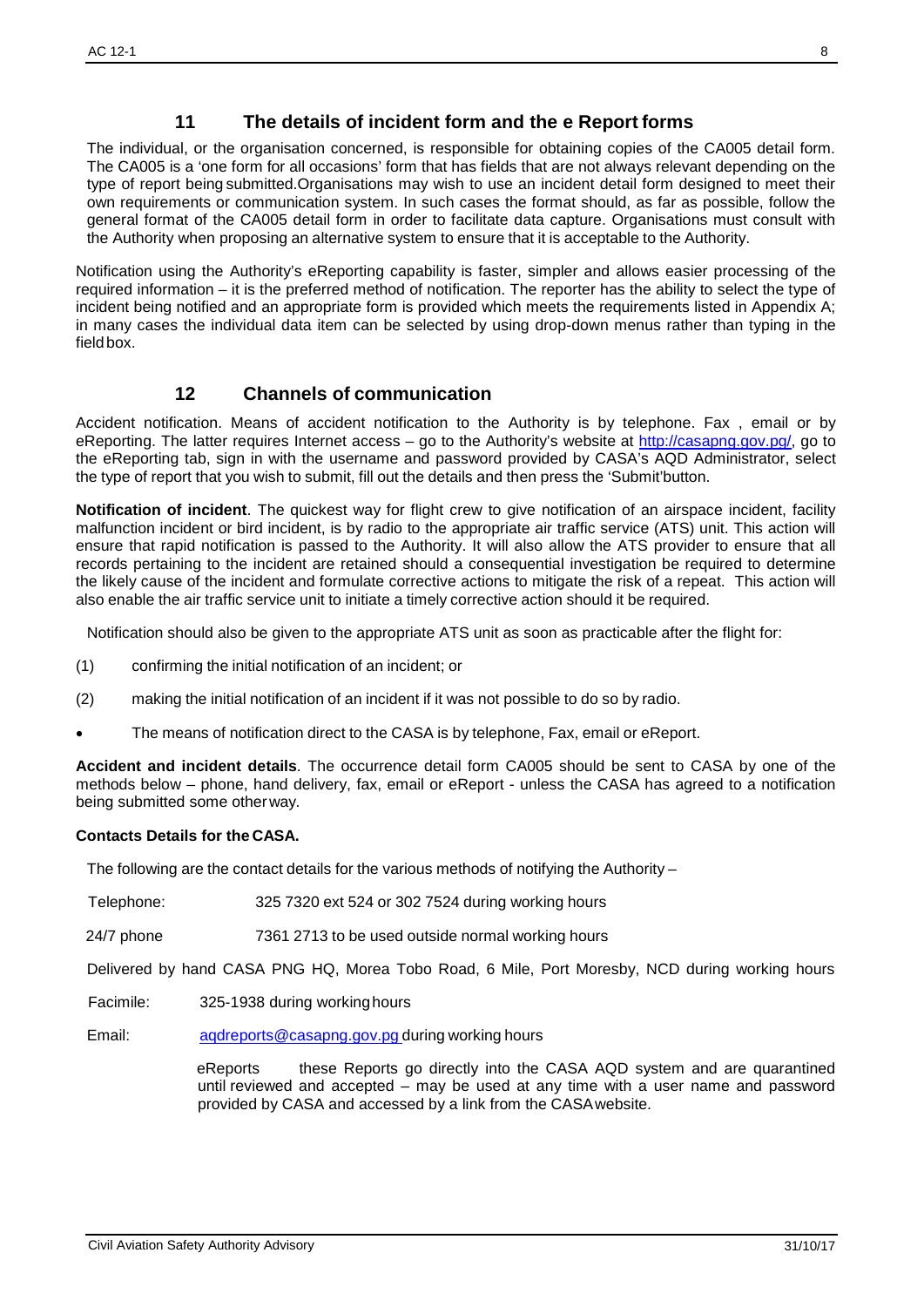## 11 The details of incident form and the e Report forms

The individual, or the organisation concerned, is responsible for obtaining copies of the CA005 detail form. The CA005 is a 'one form for all occasions' form that has fields that are not always relevant depending on the type of report being submitted.Organisations may wish to use an incident detail form designed to meet their own requirements or communication system. In such cases the format should, as far as possible, follow the general format of the CA005 detail form in order to facilitate data capture. Organisations must consult with the Authority when proposing an alternative system to ensure that it is acceptable to the Authority.

Notification using the Authority's eReporting capability is faster, simpler and allows easier processing of the required information – it is the preferred method of notification. The reporter has the ability to select the type of incident being notified and an appropriate form is provided which meets the requirements listed in Appendix A; in many cases the individual data item can be selected by using drop-down menus rather than typing in the field box.

## 12 Channels of communication

Accident notification. Means of accident notification to the Authority is by telephone. Fax , email or by eReporting. The latter requires Internet access – go to the Authority's website at http://casapng.gov.pg/, go to the eReporting tab, sign in with the username and password provided by CASA's AQD Administrator, select the type of report that you wish to submit, fill out the details and then press the 'Submit'button.

**Notification of incident**. The quickest way for flight crew to give notification of an airspace incident, facility malfunction incident or bird incident, is by radio to the appropriate air traffic service (ATS) unit. This action will ensure that rapid notification is passed to the Authority. It will also allow the ATS provider to ensure that all records pertaining to the incident are retained should a consequential investigation be required to determine the likely cause of the incident and formulate corrective actions to mitigate the risk of a repeat. This action will also enable the air traffic service unit to initiate a timely corrective action should it be required.

Notification should also be given to the appropriate ATS unit as soon as practicable after the flight for:

(1) confirming the initial notification of an incident; or

(2) making the initial notification of an incident if it was not possible to do so by radio.

- The means of notification direct to the CASA is by telephone, Fax, email or eReport.

**Accident and incident details**. The occurrence detail form CA005 should be sent to CASA by one of the methods below – phone, hand delivery, fax, email or eReport - unless the CASA has agreed to a notification being submitted some other way.

**Contacts Details for the CASA.**

The following are the contact details for the various methods of notifying the Authority –

Telephone: 325 7320 ext 524 or 302 7524 during working hours

24/7 phone 7361 2713 to be used outside normal working hours

Delivered by hand CASA PNG HQ, Morea Tobo Road, 6 Mile, Port Moresby, NCD during working hours

Facimile: 325-1938 during working hours

Email: aqdreports@casapng.gov.pg during working hours

eReports these Reports go directly into the CASA AQD system and are quarantined until reviewed and accepted – may be used at any time with a user name and password provided by CASA and accessed by a link from the CASA website.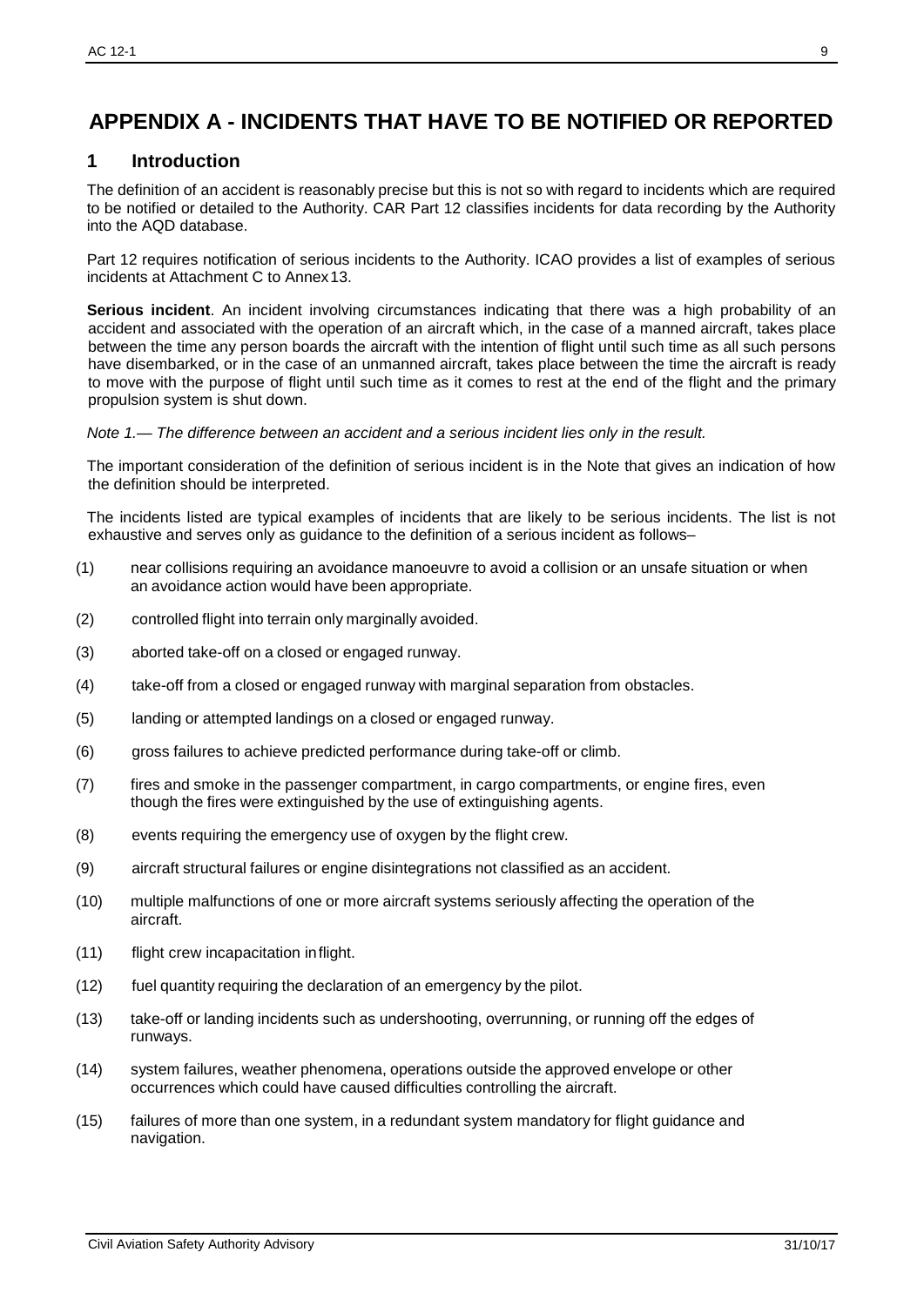# APPENDIX A - INCIDENTS THAT HAVE TO BE NOTIFIED OR REPORTED

## 1 Introduction

The definition of an accident is reasonably precise but this is not so with regard to incidents which are required to be notified or detailed to the Authority. CAR Part 12 classifies incidents for data recording by the Authority into the AQD database.

Part 12 requires notification of serious incidents to the Authority. ICAO provides a list of examples of serious incidents at Attachment C to Annex 13.

**Serious incident**. An incident involving circumstances indicating that there was a high probability of an accident and associated with the operation of an aircraft which, in the case of a manned aircraft, takes place between the time any person boards the aircraft with the intention of flight until such time as all such persons have disembarked, or in the case of an unmanned aircraft, takes place between the time the aircraft is ready to move with the purpose of flight until such time as it comes to rest at the end of the flight and the primary propulsion system is shut down.

*Note 1.— The difference between an accident and a serious incident lies only in the result.*

The important consideration of the definition of serious incident is in the Note that gives an indication of how the definition should be interpreted.

The incidents listed are typical examples of incidents that are likely to be serious incidents. The list is not exhaustive and serves only as guidance to the definition of a serious incident as follows–

(1) near collisions requiring an avoidance manoeuvre to avoid a collision or an unsafe situation or when an avoidance action would have been appropriate.

(2) controlled flight into terrain only marginally avoided.

(3) aborted take-off on a closed or engaged runway.

(4) take-off from a closed or engaged runway with marginal separation from obstacles.

(5) landing or attempted landings on a closed or engaged runway.

(6) gross failures to achieve predicted performance during take-off or climb.

(7) fires and smoke in the passenger compartment, in cargo compartments, or engine fires, even though the fires were extinguished by the use of extinguishing agents.

(8) events requiring the emergency use of oxygen by the flight crew.

(9) aircraft structural failures or engine disintegrations not classified as an accident.

(10) multiple malfunctions of one or more aircraft systems seriously affecting the operation of the aircraft.

(11) flight crew incapacitation in flight.

(12) fuel quantity requiring the declaration of an emergency by the pilot.

(13) take-off or landing incidents such as undershooting, overrunning, or running off the edges of runways.

(14) system failures, weather phenomena, operations outside the approved envelope or other occurrences which could have caused difficulties controlling the aircraft.

(15) failures of more than one system, in a redundant system mandatory for flight guidance and navigation.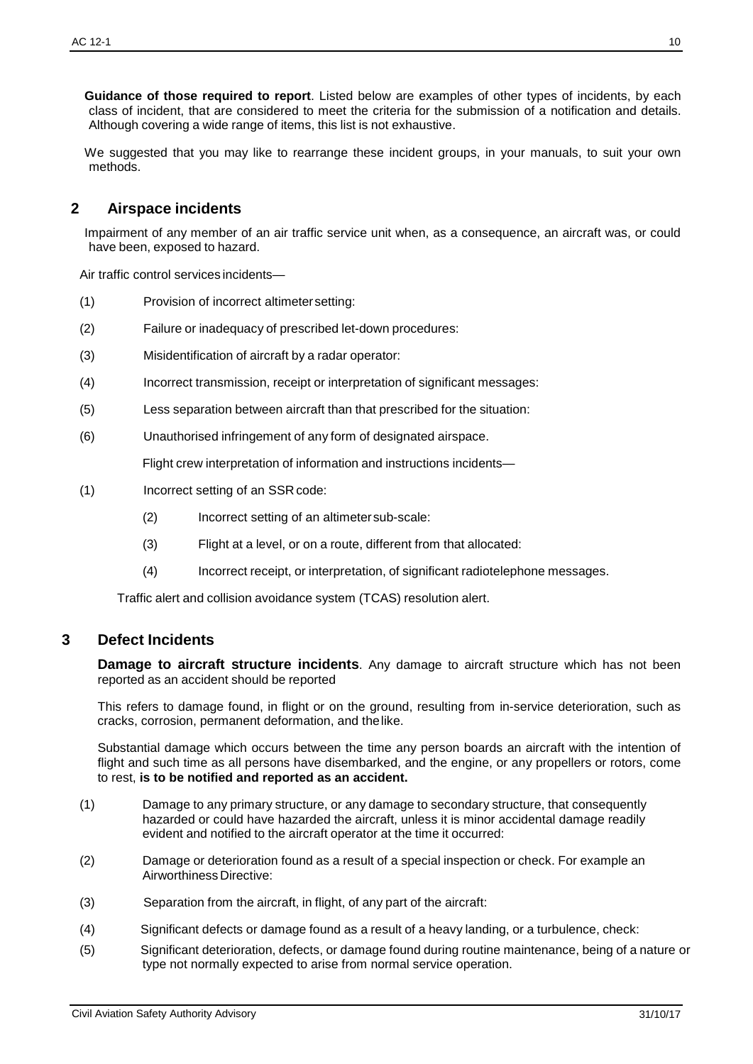**Guidance of those required to report**. Listed below are examples of other types of incidents, by each class of incident, that are considered to meet the criteria for the submission of a notification and details. Although covering a wide range of items, this list is not exhaustive.

We suggested that you may like to rearrange these incident groups, in your manuals, to suit your own methods.

## 2 Airspace incidents

Impairment of any member of an air traffic service unit when, as a consequence, an aircraft was, or could have been, exposed to hazard.

Air traffic control services incidents—

(1) Provision of incorrect altimeter setting:

(2) Failure or inadequacy of prescribed let-down procedures:

(3) Misidentification of aircraft by a radar operator:

(4) Incorrect transmission, receipt or interpretation of significant messages:

(5) Less separation between aircraft than that prescribed for the situation:

(6) Unauthorised infringement of any form of designated airspace.

Flight crew interpretation of information and instructions incidents—

(1) Incorrect setting of an SSR code:

(2) Incorrect setting of an altimeter sub-scale:

(3) Flight at a level, or on a route, different from that allocated:

(4) Incorrect receipt, or interpretation, of significant radiotelephone messages.

Traffic alert and collision avoidance system (TCAS) resolution alert.

## 3 Defect Incidents

**Damage to aircraft structure incidents**. Any damage to aircraft structure which has not been reported as an accident should be reported

This refers to damage found, in flight or on the ground, resulting from in-service deterioration, such as cracks, corrosion, permanent deformation, and the like.

Substantial damage which occurs between the time any person boards an aircraft with the intention of flight and such time as all persons have disembarked, and the engine, or any propellers or rotors, come to rest, **is to be notified and reported as an accident.**

(1) Damage to any primary structure, or any damage to secondary structure, that consequently hazarded or could have hazarded the aircraft, unless it is minor accidental damage readily evident and notified to the aircraft operator at the time it occurred:

(2) Damage or deterioration found as a result of a special inspection or check. For example an Airworthiness Directive:

(3) Separation from the aircraft, in flight, of any part of the aircraft:

(4) Significant defects or damage found as a result of a heavy landing, or a turbulence, check:

(5) Significant deterioration, defects, or damage found during routine maintenance, being of a nature or type not normally expected to arise from normal service operation.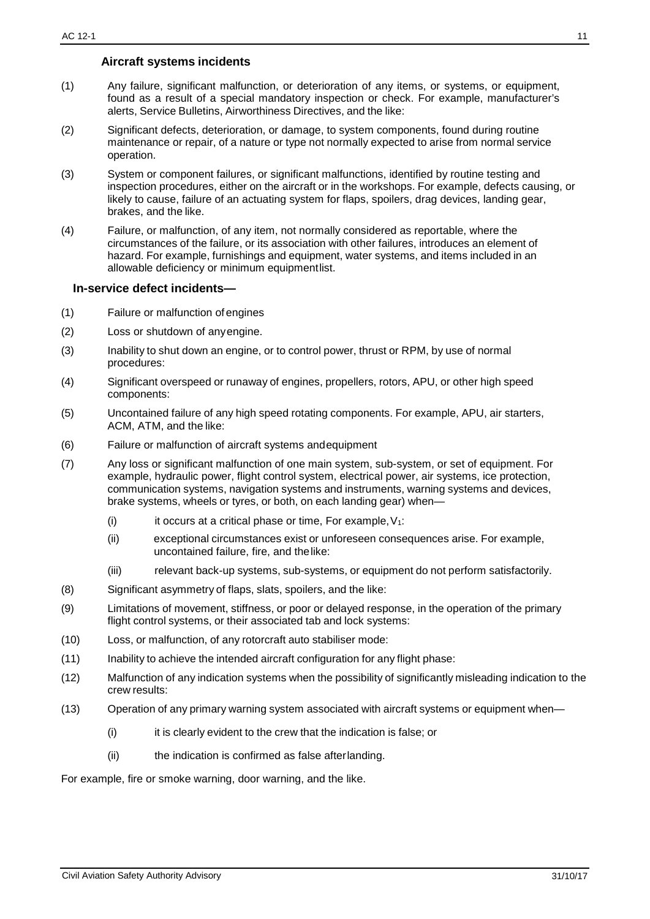### Aircraft systems incidents

(1) Any failure, significant malfunction, or deterioration of any items, or systems, or equipment, found as a result of a special mandatory inspection or check. For example, manufacturer's alerts, Service Bulletins, Airworthiness Directives, and the like:

(2) Significant defects, deterioration, or damage, to system components, found during routine maintenance or repair, of a nature or type not normally expected to arise from normal service operation.

(3) System or component failures, or significant malfunctions, identified by routine testing and inspection procedures, either on the aircraft or in the workshops. For example, defects causing, or likely to cause, failure of an actuating system for flaps, spoilers, drag devices, landing gear, brakes, and the like.

(4) Failure, or malfunction, of any item, not normally considered as reportable, where the circumstances of the failure, or its association with other failures, introduces an element of hazard. For example, furnishings and equipment, water systems, and items included in an allowable deficiency or minimum equipment list.

### In-service defect incidents—

(1) Failure or malfunction of engines

(2) Loss or shutdown of any engine.

(3) Inability to shut down an engine, or to control power, thrust or RPM, by use of normal procedures:

(4) Significant overspeed or runaway of engines, propellers, rotors, APU, or other high speed components:

(5) Uncontained failure of any high speed rotating components. For example, APU, air starters, ACM, ATM, and the like:

(6) Failure or malfunction of aircraft systems and equipment

(7) Any loss or significant malfunction of one main system, sub-system, or set of equipment. For example, hydraulic power, flight control system, electrical power, air systems, ice protection, communication systems, navigation systems and instruments, warning systems and devices, brake systems, wheels or tyres, or both, on each landing gear) when—

  (i) it occurs at a critical phase or time, For example, $V_1$:

  (ii) exceptional circumstances exist or unforeseen consequences arise. For example, uncontained failure, fire, and the like:

  (iii) relevant back-up systems, sub-systems, or equipment do not perform satisfactorily.

(8) Significant asymmetry of flaps, slats, spoilers, and the like:

(9) Limitations of movement, stiffness, or poor or delayed response, in the operation of the primary flight control systems, or their associated tab and lock systems:

(10) Loss, or malfunction, of any rotorcraft auto stabiliser mode:

(11) Inability to achieve the intended aircraft configuration for any flight phase:

(12) Malfunction of any indication systems when the possibility of significantly misleading indication to the crew results:

(13) Operation of any primary warning system associated with aircraft systems or equipment when—

  (i) it is clearly evident to the crew that the indication is false; or

  (ii) the indication is confirmed as false after landing.

For example, fire or smoke warning, door warning, and the like.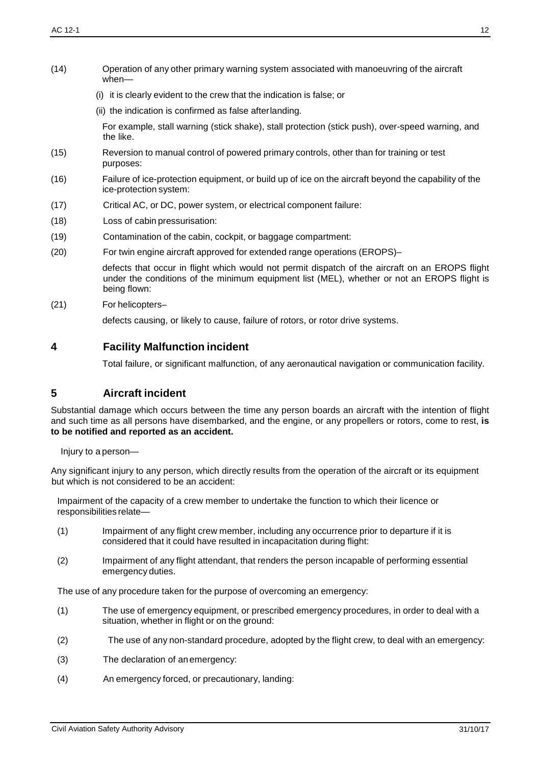(14) Operation of any other primary warning system associated with manoeuvring of the aircraft when—

(i) it is clearly evident to the crew that the indication is false; or

(ii) the indication is confirmed as false after landing.

For example, stall warning (stick shake), stall protection (stick push), over-speed warning, and the like.

(15) Reversion to manual control of powered primary controls, other than for training or test purposes:

(16) Failure of ice-protection equipment, or build up of ice on the aircraft beyond the capability of the ice-protection system:

(17) Critical AC, or DC, power system, or electrical component failure:

(18) Loss of cabin pressurisation:

(19) Contamination of the cabin, cockpit, or baggage compartment:

(20) For twin engine aircraft approved for extended range operations (EROPS)–

defects that occur in flight which would not permit dispatch of the aircraft on an EROPS flight under the conditions of the minimum equipment list (MEL), whether or not an EROPS flight is being flown:

(21) For helicopters–

defects causing, or likely to cause, failure of rotors, or rotor drive systems.

## 4 Facility Malfunction incident

Total failure, or significant malfunction, of any aeronautical navigation or communication facility.

## 5 Aircraft incident

Substantial damage which occurs between the time any person boards an aircraft with the intention of flight and such time as all persons have disembarked, and the engine, or any propellers or rotors, come to rest, **is to be notified and reported as an accident.**

Injury to a person—

Any significant injury to any person, which directly results from the operation of the aircraft or its equipment but which is not considered to be an accident:

Impairment of the capacity of a crew member to undertake the function to which their licence or responsibilities relate—

(1) Impairment of any flight crew member, including any occurrence prior to departure if it is considered that it could have resulted in incapacitation during flight:

(2) Impairment of any flight attendant, that renders the person incapable of performing essential emergency duties.

The use of any procedure taken for the purpose of overcoming an emergency:

(1) The use of emergency equipment, or prescribed emergency procedures, in order to deal with a situation, whether in flight or on the ground:

(2) The use of any non-standard procedure, adopted by the flight crew, to deal with an emergency:

(3) The declaration of an emergency:

(4) An emergency forced, or precautionary, landing: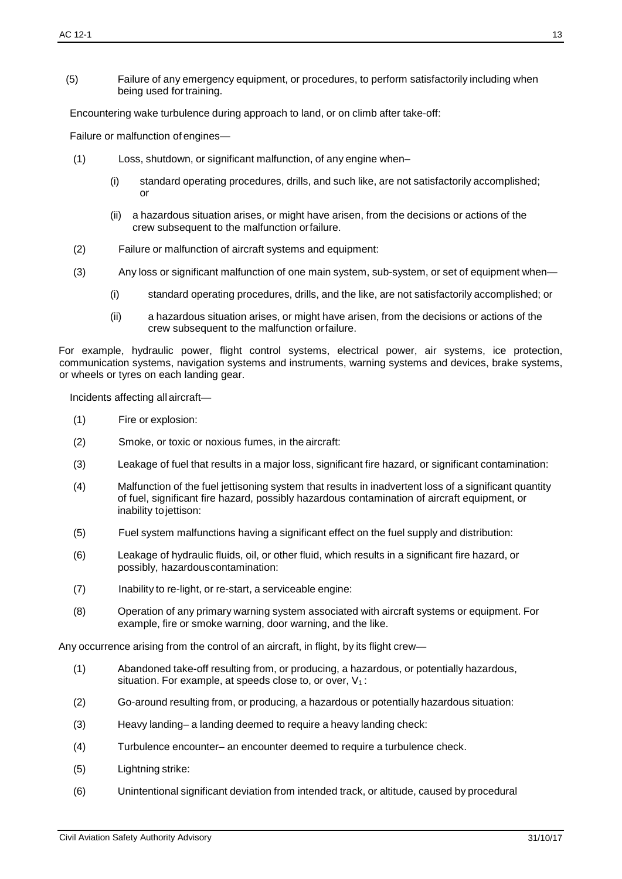(5) Failure of any emergency equipment, or procedures, to perform satisfactorily including when being used for training.

Encountering wake turbulence during approach to land, or on climb after take-off:

Failure or malfunction of engines—

(1) Loss, shutdown, or significant malfunction, of any engine when–

(i) standard operating procedures, drills, and such like, are not satisfactorily accomplished; or

(ii) a hazardous situation arises, or might have arisen, from the decisions or actions of the crew subsequent to the malfunction or failure.

(2) Failure or malfunction of aircraft systems and equipment:

(3) Any loss or significant malfunction of one main system, sub-system, or set of equipment when—

(i) standard operating procedures, drills, and the like, are not satisfactorily accomplished; or

(ii) a hazardous situation arises, or might have arisen, from the decisions or actions of the crew subsequent to the malfunction or failure.

For example, hydraulic power, flight control systems, electrical power, air systems, ice protection, communication systems, navigation systems and instruments, warning systems and devices, brake systems, or wheels or tyres on each landing gear.

Incidents affecting all aircraft—

(1) Fire or explosion:

(2) Smoke, or toxic or noxious fumes, in the aircraft:

(3) Leakage of fuel that results in a major loss, significant fire hazard, or significant contamination:

(4) Malfunction of the fuel jettisoning system that results in inadvertent loss of a significant quantity of fuel, significant fire hazard, possibly hazardous contamination of aircraft equipment, or inability to jettison:

(5) Fuel system malfunctions having a significant effect on the fuel supply and distribution:

(6) Leakage of hydraulic fluids, oil, or other fluid, which results in a significant fire hazard, or possibly, hazardous contamination:

(7) Inability to re-light, or re-start, a serviceable engine:

(8) Operation of any primary warning system associated with aircraft systems or equipment. For example, fire or smoke warning, door warning, and the like.

Any occurrence arising from the control of an aircraft, in flight, by its flight crew—

(1) Abandoned take-off resulting from, or producing, a hazardous, or potentially hazardous, situation. For example, at speeds close to, or over, $V_1$:

(2) Go-around resulting from, or producing, a hazardous or potentially hazardous situation:

(3) Heavy landing– a landing deemed to require a heavy landing check:

(4) Turbulence encounter– an encounter deemed to require a turbulence check.

(5) Lightning strike:

(6) Unintentional significant deviation from intended track, or altitude, caused by procedural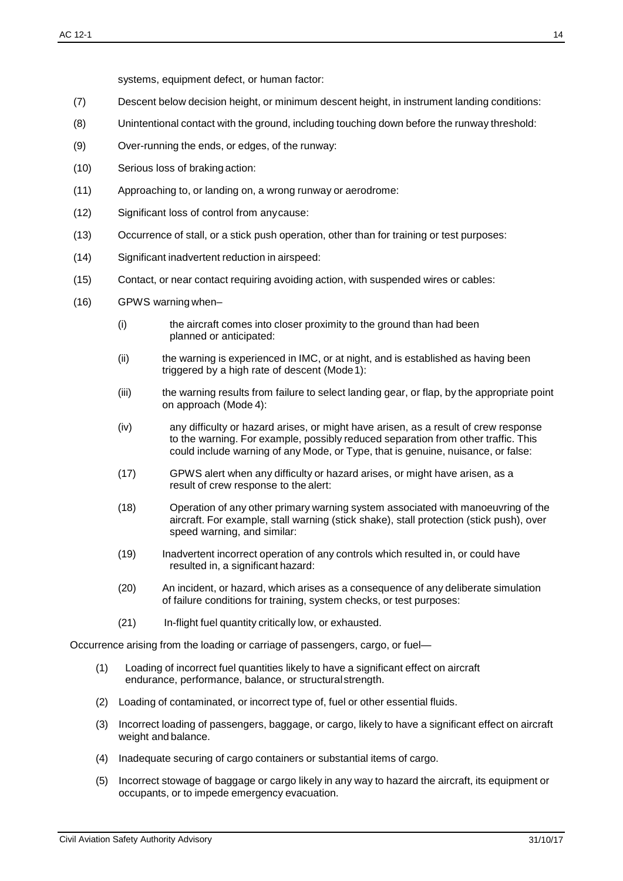systems, equipment defect, or human factor:

(7) Descent below decision height, or minimum descent height, in instrument landing conditions:

(8) Unintentional contact with the ground, including touching down before the runway threshold:

(9) Over-running the ends, or edges, of the runway:

(10) Serious loss of braking action:

(11) Approaching to, or landing on, a wrong runway or aerodrome:

(12) Significant loss of control from any cause:

(13) Occurrence of stall, or a stick push operation, other than for training or test purposes:

(14) Significant inadvertent reduction in airspeed:

(15) Contact, or near contact requiring avoiding action, with suspended wires or cables:

(16) GPWS warning when–

- (i) the aircraft comes into closer proximity to the ground than had been planned or anticipated:
- (ii) the warning is experienced in IMC, or at night, and is established as having been triggered by a high rate of descent (Mode 1):
- (iii) the warning results from failure to select landing gear, or flap, by the appropriate point on approach (Mode 4):
- (iv) any difficulty or hazard arises, or might have arisen, as a result of crew response to the warning. For example, possibly reduced separation from other traffic. This could include warning of any Mode, or Type, that is genuine, nuisance, or false:

(17) GPWS alert when any difficulty or hazard arises, or might have arisen, as a result of crew response to the alert:

(18) Operation of any other primary warning system associated with manoeuvring of the aircraft. For example, stall warning (stick shake), stall protection (stick push), over speed warning, and similar:

(19) Inadvertent incorrect operation of any controls which resulted in, or could have resulted in, a significant hazard:

(20) An incident, or hazard, which arises as a consequence of any deliberate simulation of failure conditions for training, system checks, or test purposes:

(21) In-flight fuel quantity critically low, or exhausted.

Occurrence arising from the loading or carriage of passengers, cargo, or fuel—

(1) Loading of incorrect fuel quantities likely to have a significant effect on aircraft endurance, performance, balance, or structural strength.

(2) Loading of contaminated, or incorrect type of, fuel or other essential fluids.

(3) Incorrect loading of passengers, baggage, or cargo, likely to have a significant effect on aircraft weight and balance.

(4) Inadequate securing of cargo containers or substantial items of cargo.

(5) Incorrect stowage of baggage or cargo likely in any way to hazard the aircraft, its equipment or occupants, or to impede emergency evacuation.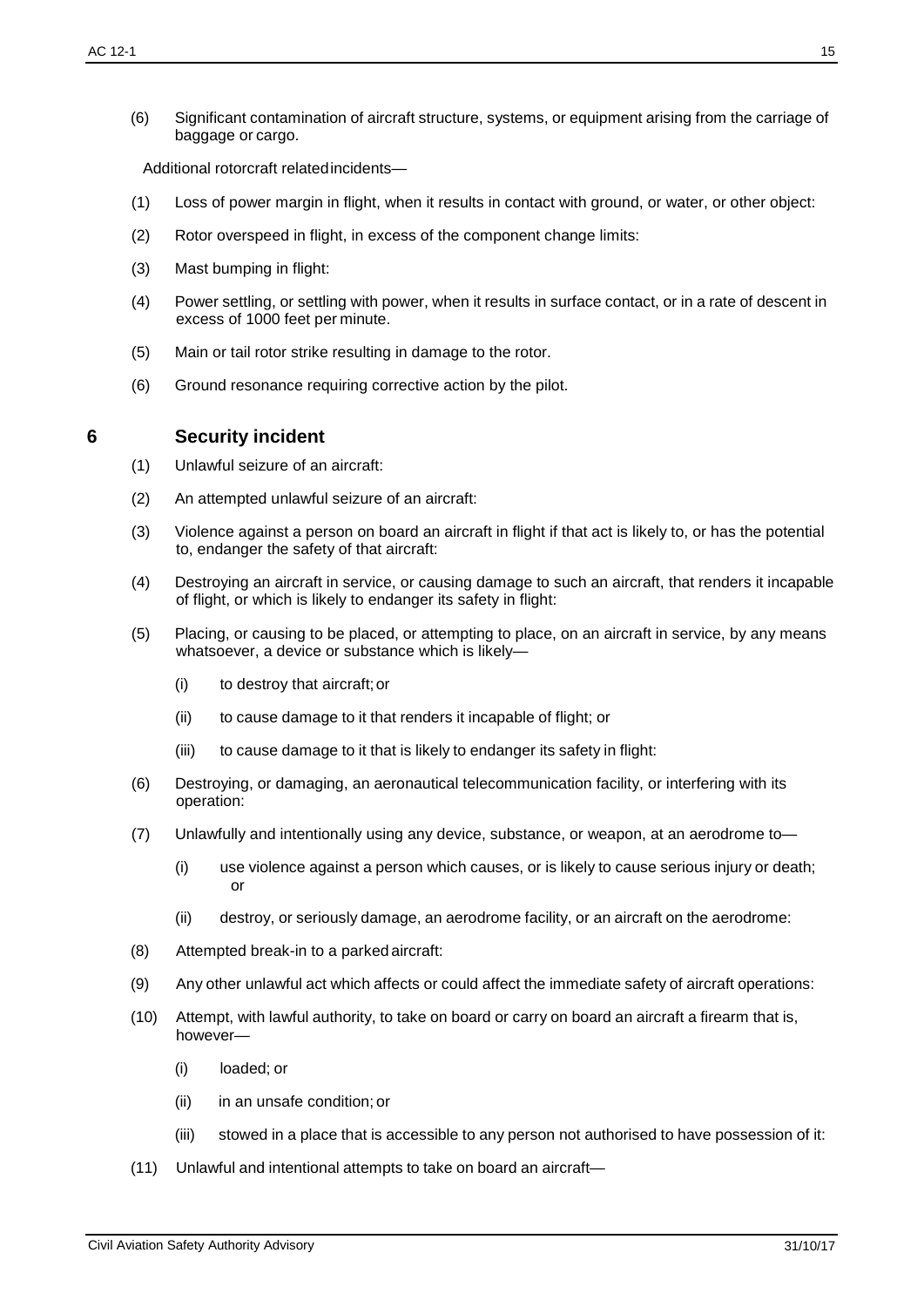(6) Significant contamination of aircraft structure, systems, or equipment arising from the carriage of baggage or cargo.

Additional rotorcraft related incidents—

(1) Loss of power margin in flight, when it results in contact with ground, or water, or other object:

(2) Rotor overspeed in flight, in excess of the component change limits:

(3) Mast bumping in flight:

(4) Power settling, or settling with power, when it results in surface contact, or in a rate of descent in excess of 1000 feet per minute.

(5) Main or tail rotor strike resulting in damage to the rotor.

(6) Ground resonance requiring corrective action by the pilot.

## 6 Security incident

(1) Unlawful seizure of an aircraft:

(2) An attempted unlawful seizure of an aircraft:

(3) Violence against a person on board an aircraft in flight if that act is likely to, or has the potential to, endanger the safety of that aircraft:

(4) Destroying an aircraft in service, or causing damage to such an aircraft, that renders it incapable of flight, or which is likely to endanger its safety in flight:

(5) Placing, or causing to be placed, or attempting to place, on an aircraft in service, by any means whatsoever, a device or substance which is likely—

  (i) to destroy that aircraft; or

  (ii) to cause damage to it that renders it incapable of flight; or

  (iii) to cause damage to it that is likely to endanger its safety in flight:

(6) Destroying, or damaging, an aeronautical telecommunication facility, or interfering with its operation:

(7) Unlawfully and intentionally using any device, substance, or weapon, at an aerodrome to—

  (i) use violence against a person which causes, or is likely to cause serious injury or death; or

  (ii) destroy, or seriously damage, an aerodrome facility, or an aircraft on the aerodrome:

(8) Attempted break-in to a parked aircraft:

(9) Any other unlawful act which affects or could affect the immediate safety of aircraft operations:

(10) Attempt, with lawful authority, to take on board or carry on board an aircraft a firearm that is, however—

  (i) loaded; or

  (ii) in an unsafe condition; or

  (iii) stowed in a place that is accessible to any person not authorised to have possession of it:

(11) Unlawful and intentional attempts to take on board an aircraft—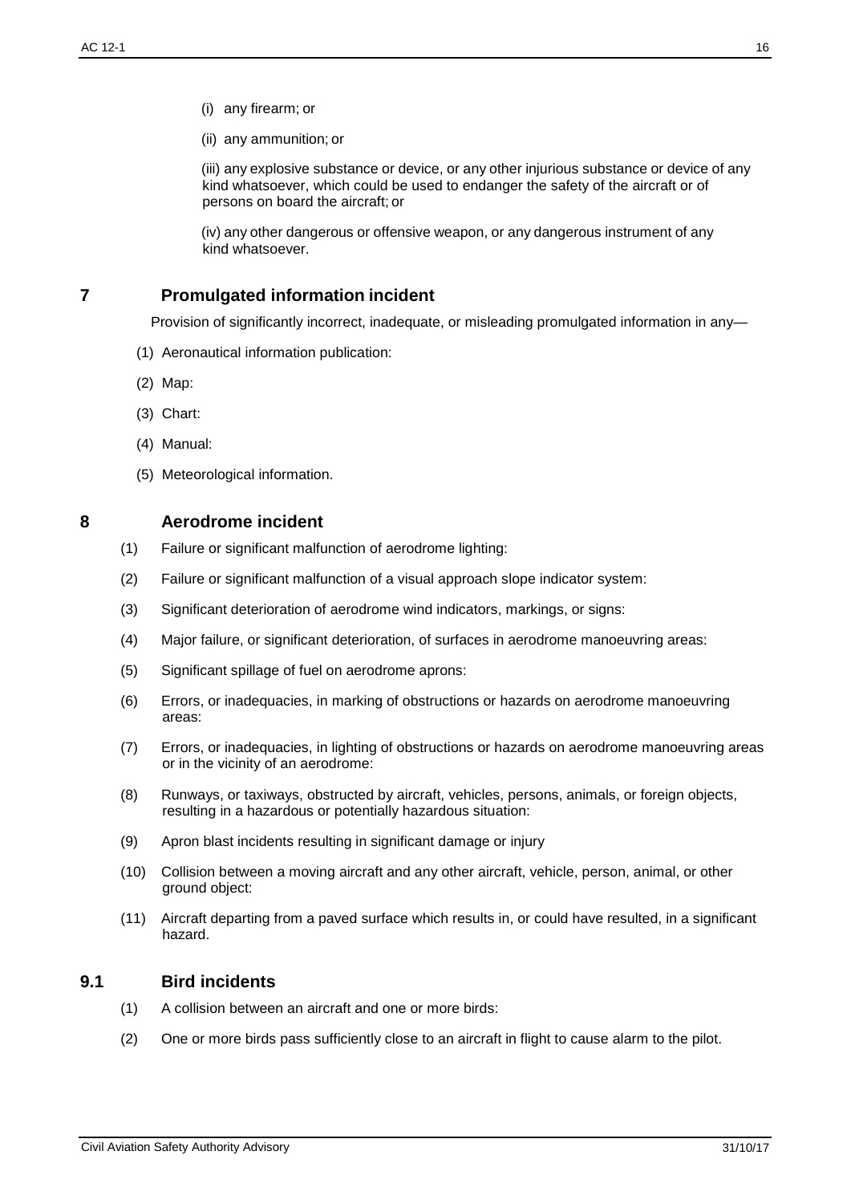(i) any firearm; or

(ii) any ammunition; or

(iii) any explosive substance or device, or any other injurious substance or device of any kind whatsoever, which could be used to endanger the safety of the aircraft or of persons on board the aircraft; or

(iv) any other dangerous or offensive weapon, or any dangerous instrument of any kind whatsoever.

## 7 Promulgated information incident

Provision of significantly incorrect, inadequate, or misleading promulgated information in any—

(1) Aeronautical information publication:

(2) Map:

(3) Chart:

(4) Manual:

(5) Meteorological information.

## 8 Aerodrome incident

(1) Failure or significant malfunction of aerodrome lighting:

(2) Failure or significant malfunction of a visual approach slope indicator system:

(3) Significant deterioration of aerodrome wind indicators, markings, or signs:

(4) Major failure, or significant deterioration, of surfaces in aerodrome manoeuvring areas:

(5) Significant spillage of fuel on aerodrome aprons:

(6) Errors, or inadequacies, in marking of obstructions or hazards on aerodrome manoeuvring areas:

(7) Errors, or inadequacies, in lighting of obstructions or hazards on aerodrome manoeuvring areas or in the vicinity of an aerodrome:

(8) Runways, or taxiways, obstructed by aircraft, vehicles, persons, animals, or foreign objects, resulting in a hazardous or potentially hazardous situation:

(9) Apron blast incidents resulting in significant damage or injury

(10) Collision between a moving aircraft and any other aircraft, vehicle, person, animal, or other ground object:

(11) Aircraft departing from a paved surface which results in, or could have resulted, in a significant hazard.

## 9.1 Bird incidents

(1) A collision between an aircraft and one or more birds:

(2) One or more birds pass sufficiently close to an aircraft in flight to cause alarm to the pilot.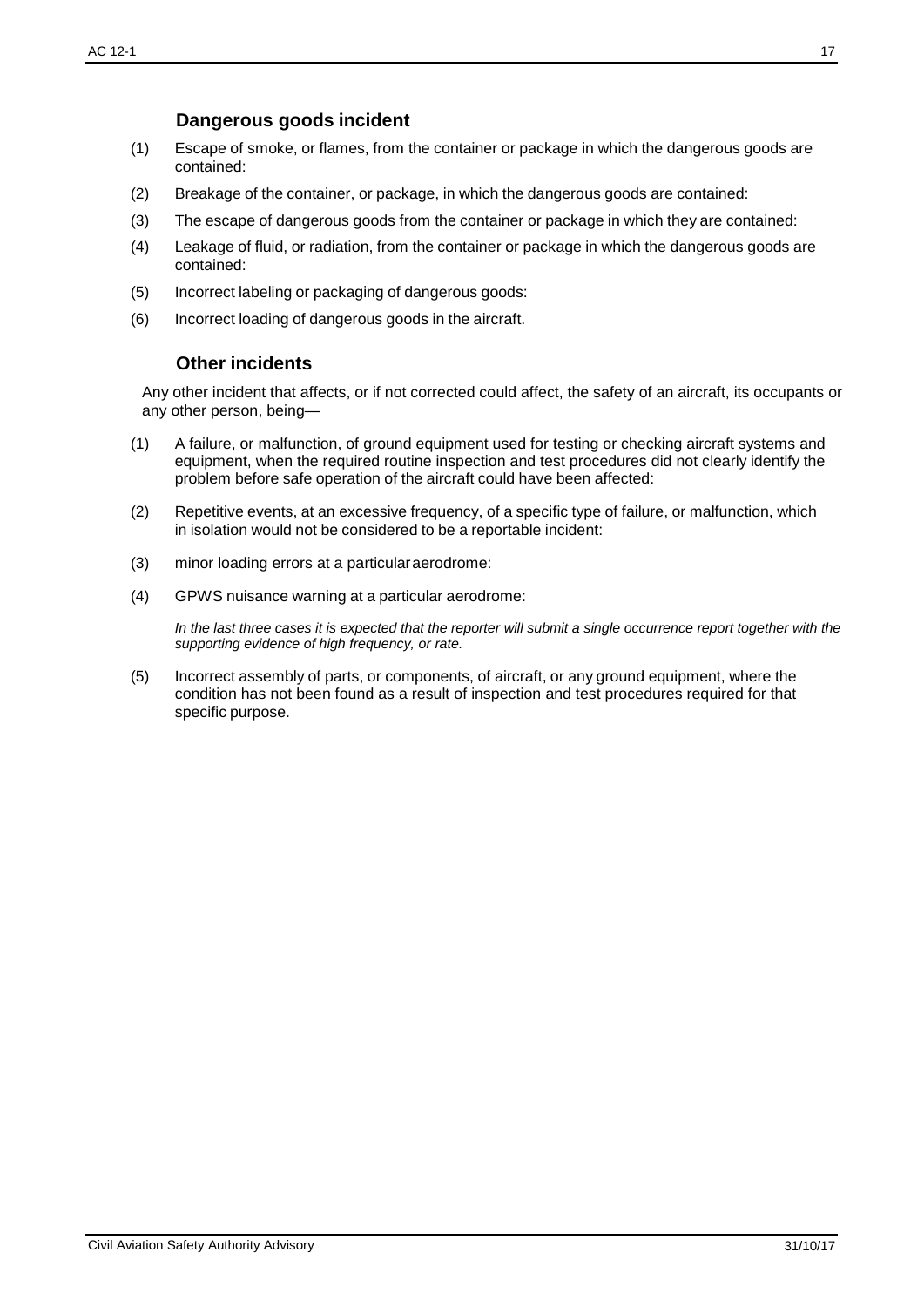### Dangerous goods incident

(1) Escape of smoke, or flames, from the container or package in which the dangerous goods are contained:

(2) Breakage of the container, or package, in which the dangerous goods are contained:

(3) The escape of dangerous goods from the container or package in which they are contained:

(4) Leakage of fluid, or radiation, from the container or package in which the dangerous goods are contained:

(5) Incorrect labeling or packaging of dangerous goods:

(6) Incorrect loading of dangerous goods in the aircraft.

### Other incidents

Any other incident that affects, or if not corrected could affect, the safety of an aircraft, its occupants or any other person, being—

(1) A failure, or malfunction, of ground equipment used for testing or checking aircraft systems and equipment, when the required routine inspection and test procedures did not clearly identify the problem before safe operation of the aircraft could have been affected:

(2) Repetitive events, at an excessive frequency, of a specific type of failure, or malfunction, which in isolation would not be considered to be a reportable incident:

(3) minor loading errors at a particular aerodrome:

(4) GPWS nuisance warning at a particular aerodrome:

*In the last three cases it is expected that the reporter will submit a single occurrence report together with the supporting evidence of high frequency, or rate.*

(5) Incorrect assembly of parts, or components, of aircraft, or any ground equipment, where the condition has not been found as a result of inspection and test procedures required for that specific purpose.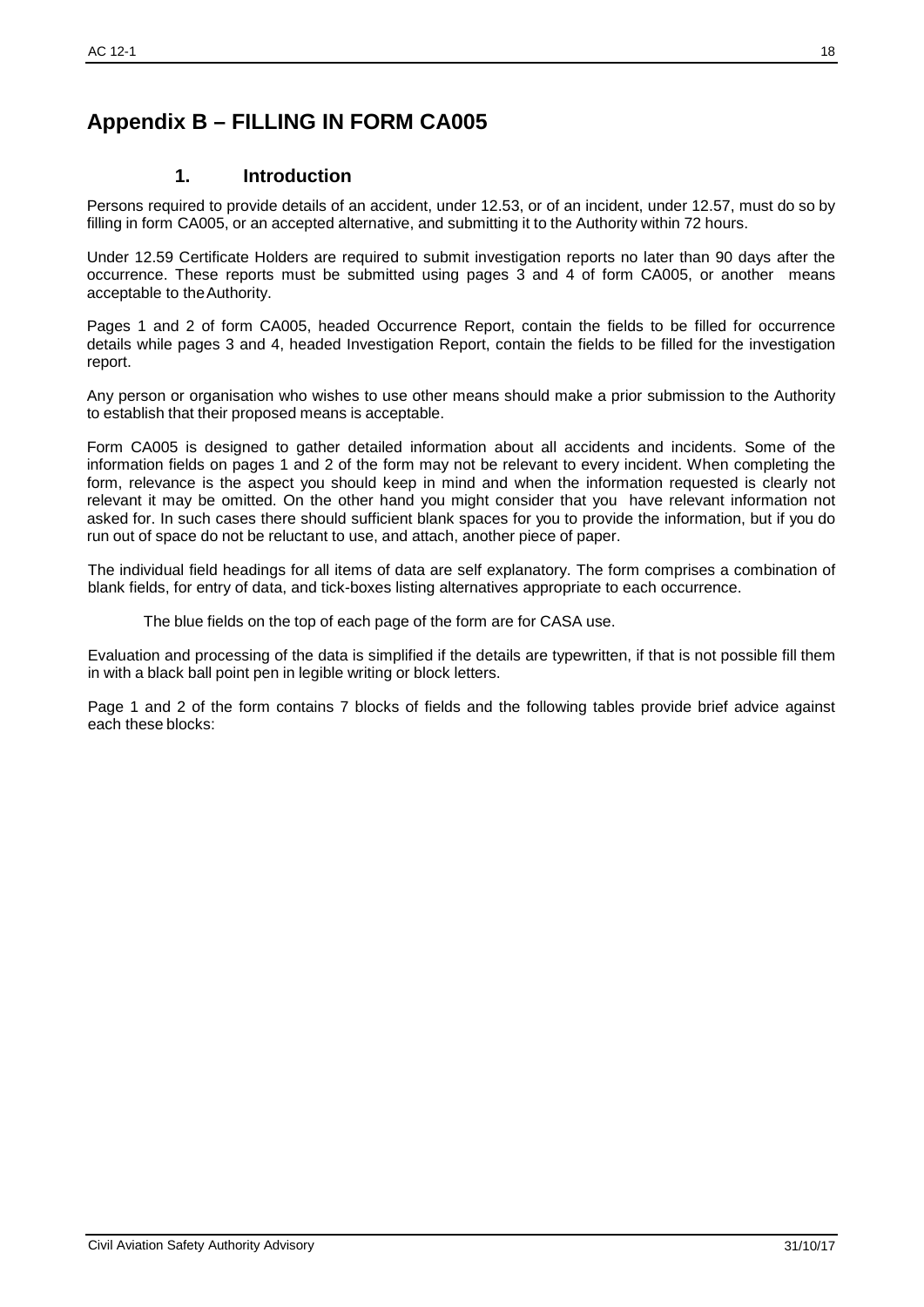# Appendix B – FILLING IN FORM CA005

## 1. Introduction

Persons required to provide details of an accident, under 12.53, or of an incident, under 12.57, must do so by filling in form CA005, or an accepted alternative, and submitting it to the Authority within 72 hours.

Under 12.59 Certificate Holders are required to submit investigation reports no later than 90 days after the occurrence. These reports must be submitted using pages 3 and 4 of form CA005, or another means acceptable to the Authority.

Pages 1 and 2 of form CA005, headed Occurrence Report, contain the fields to be filled for occurrence details while pages 3 and 4, headed Investigation Report, contain the fields to be filled for the investigation report.

Any person or organisation who wishes to use other means should make a prior submission to the Authority to establish that their proposed means is acceptable.

Form CA005 is designed to gather detailed information about all accidents and incidents. Some of the information fields on pages 1 and 2 of the form may not be relevant to every incident. When completing the form, relevance is the aspect you should keep in mind and when the information requested is clearly not relevant it may be omitted. On the other hand you might consider that you have relevant information not asked for. In such cases there should sufficient blank spaces for you to provide the information, but if you do run out of space do not be reluctant to use, and attach, another piece of paper.

The individual field headings for all items of data are self explanatory. The form comprises a combination of blank fields, for entry of data, and tick-boxes listing alternatives appropriate to each occurrence.

The blue fields on the top of each page of the form are for CASA use.

Evaluation and processing of the data is simplified if the details are typewritten, if that is not possible fill them in with a black ball point pen in legible writing or block letters.

Page 1 and 2 of the form contains 7 blocks of fields and the following tables provide brief advice against each these blocks: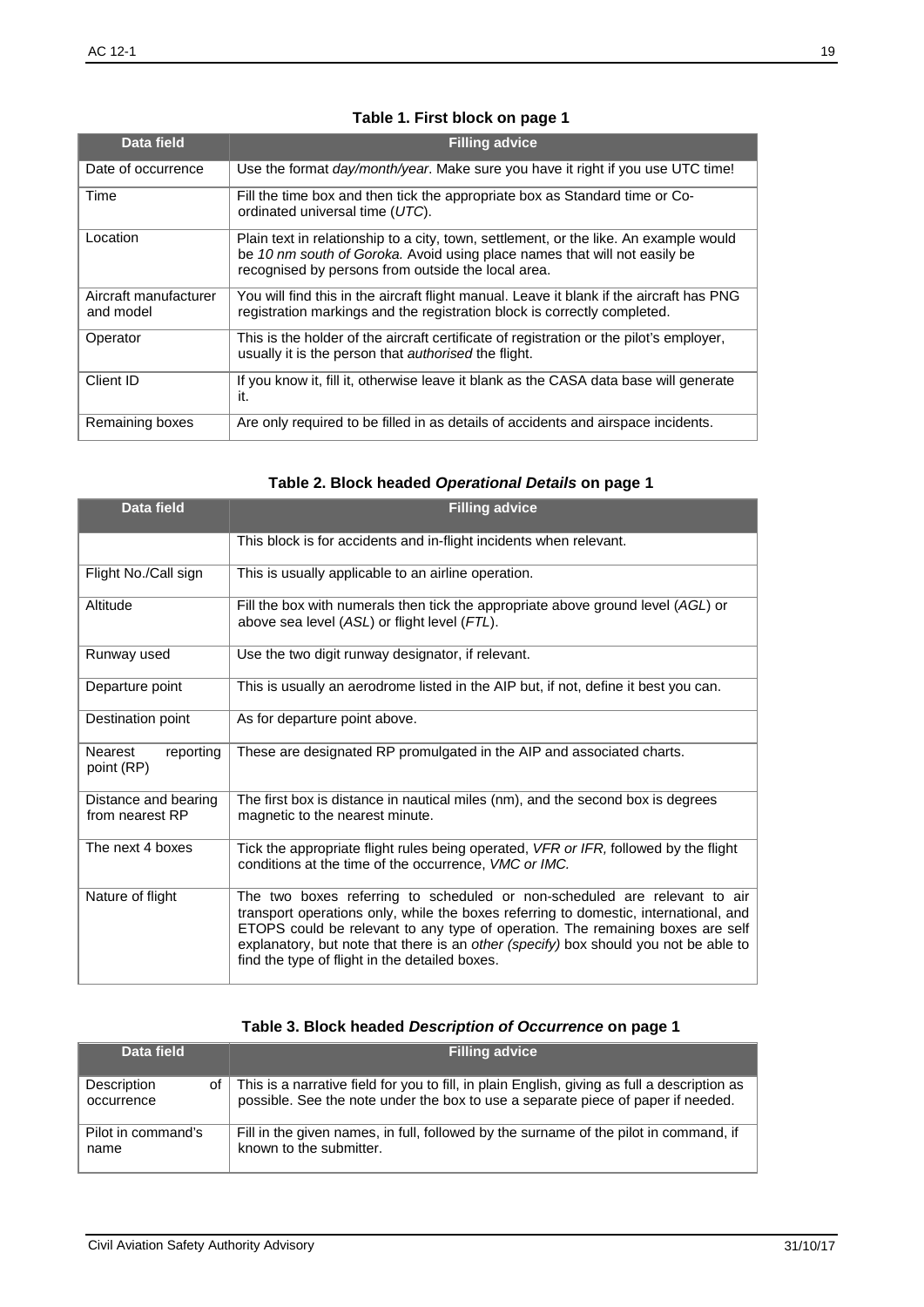**Table 1. First block on page 1**

| Data field | Filling advice |
|---|---|
| Date of occurrence | Use the format *day/month/year*. Make sure you have it right if you use UTC time! |
| Time | Fill the time box and then tick the appropriate box as Standard time or Co-ordinated universal time (*UTC*). |
| Location | Plain text in relationship to a city, town, settlement, or the like. An example would be *10 nm south of Goroka.* Avoid using place names that will not easily be recognised by persons from outside the local area. |
| Aircraft manufacturer and model | You will find this in the aircraft flight manual. Leave it blank if the aircraft has PNG registration markings and the registration block is correctly completed. |
| Operator | This is the holder of the aircraft certificate of registration or the pilot's employer, usually it is the person that *authorised* the flight. |
| Client ID | If you know it, fill it, otherwise leave it blank as the CASA data base will generate it. |
| Remaining boxes | Are only required to be filled in as details of accidents and airspace incidents. |

**Table 2. Block headed *Operational Details* on page 1**

| Data field | Filling advice |
|---|---|
| | This block is for accidents and in-flight incidents when relevant. |
| Flight No./Call sign | This is usually applicable to an airline operation. |
| Altitude | Fill the box with numerals then tick the appropriate above ground level (*AGL*) or above sea level (*ASL*) or flight level (*FTL*). |
| Runway used | Use the two digit runway designator, if relevant. |
| Departure point | This is usually an aerodrome listed in the AIP but, if not, define it best you can. |
| Destination point | As for departure point above. |
| Nearest reporting point (RP) | These are designated RP promulgated in the AIP and associated charts. |
| Distance and bearing from nearest RP | The first box is distance in nautical miles (nm), and the second box is degrees magnetic to the nearest minute. |
| The next 4 boxes | Tick the appropriate flight rules being operated, *VFR or IFR,* followed by the flight conditions at the time of the occurrence, *VMC or IMC.* |
| Nature of flight | The two boxes referring to scheduled or non-scheduled are relevant to air transport operations only, while the boxes referring to domestic, international, and ETOPS could be relevant to any type of operation. The remaining boxes are self explanatory, but note that there is an *other (specify)* box should you not be able to find the type of flight in the detailed boxes. |

**Table 3. Block headed *Description of Occurrence* on page 1**

| Data field | Filling advice |
|---|---|
| Description of occurrence | This is a narrative field for you to fill, in plain English, giving as full a description as possible. See the note under the box to use a separate piece of paper if needed. |
| Pilot in command's name | Fill in the given names, in full, followed by the surname of the pilot in command, if known to the submitter. |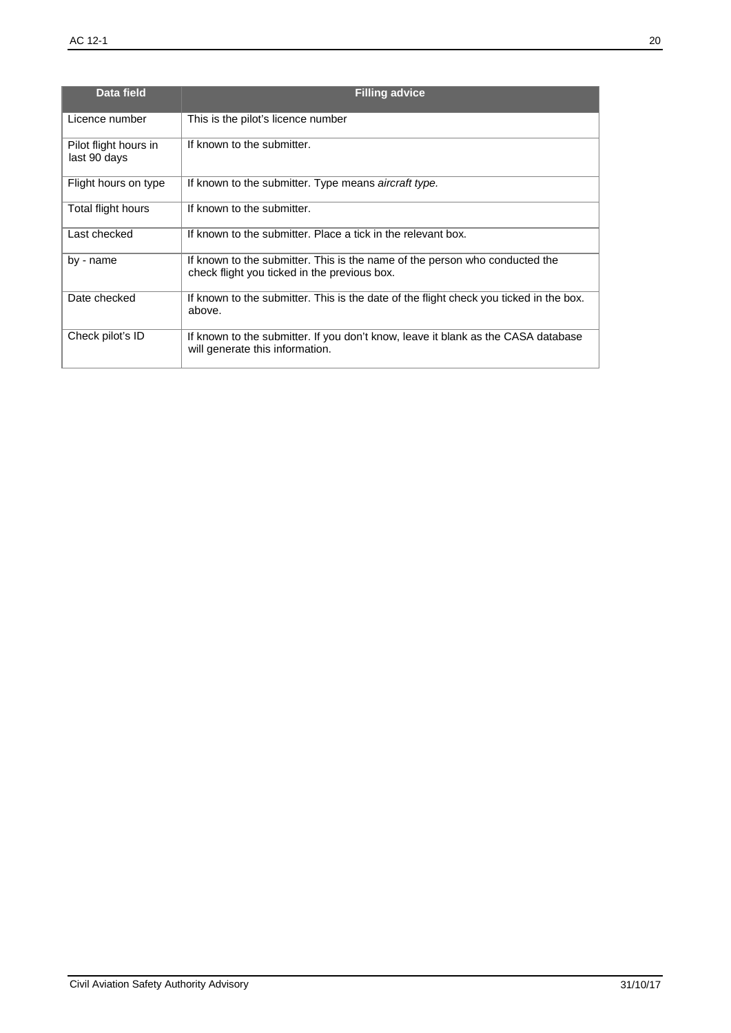| Data field | Filling advice |
| --- | --- |
| Licence number | This is the pilot's licence number |
| Pilot flight hours in last 90 days | If known to the submitter. |
| Flight hours on type | If known to the submitter. Type means *aircraft type.* |
| Total flight hours | If known to the submitter. |
| Last checked | If known to the submitter. Place a tick in the relevant box. |
| by - name | If known to the submitter. This is the name of the person who conducted the check flight you ticked in the previous box. |
| Date checked | If known to the submitter. This is the date of the flight check you ticked in the box. above. |
| Check pilot's ID | If known to the submitter. If you don't know, leave it blank as the CASA database will generate this information. |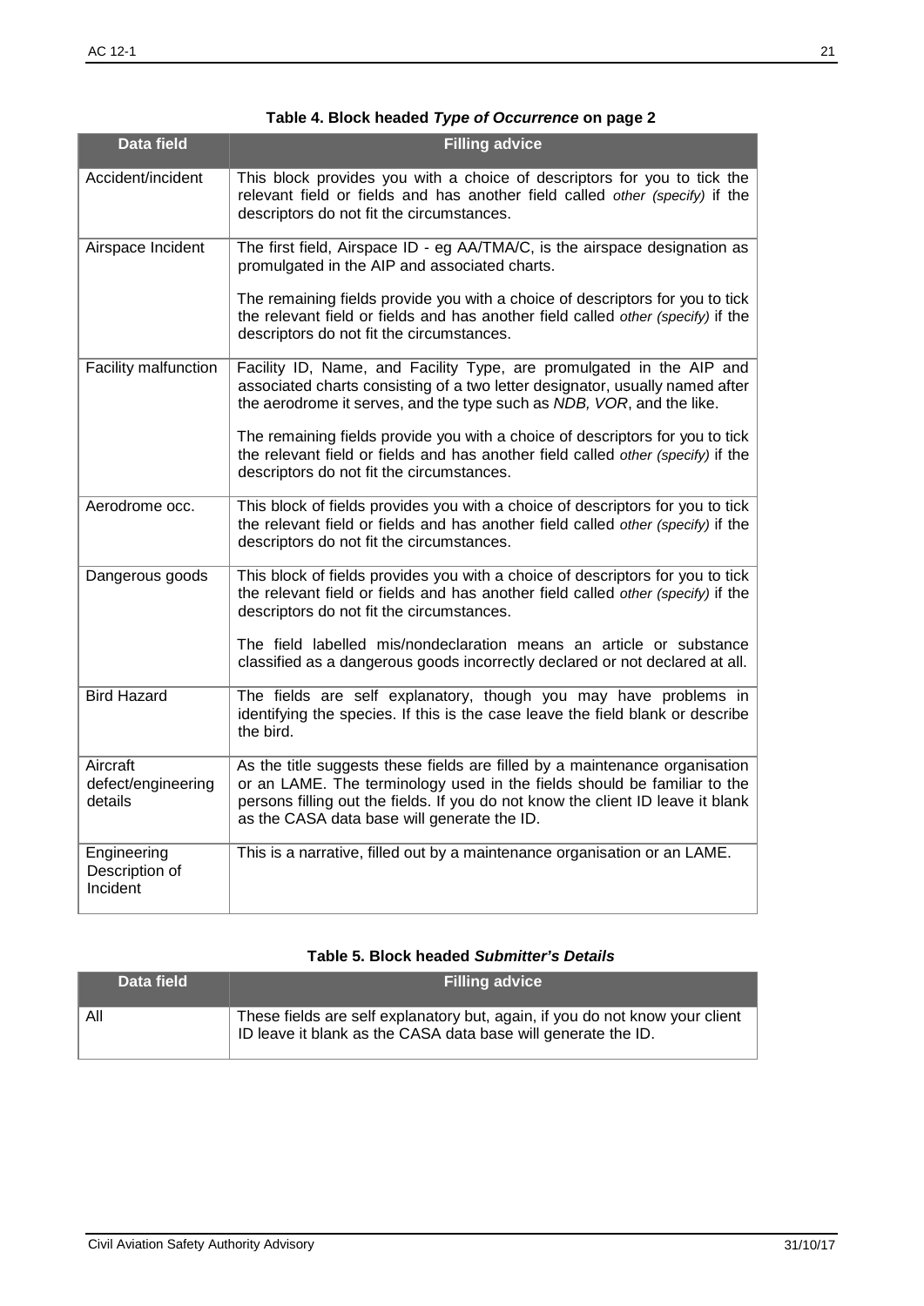**Table 4. Block headed *Type of Occurrence* on page 2**

| Data field | Filling advice |
|---|---|
| Accident/incident | This block provides you with a choice of descriptors for you to tick the relevant field or fields and has another field called *other (specify)* if the descriptors do not fit the circumstances. |
| Airspace Incident | The first field, Airspace ID - eg AA/TMA/C, is the airspace designation as promulgated in the AIP and associated charts.<br><br>The remaining fields provide you with a choice of descriptors for you to tick the relevant field or fields and has another field called *other (specify)* if the descriptors do not fit the circumstances. |
| Facility malfunction | Facility ID, Name, and Facility Type, are promulgated in the AIP and associated charts consisting of a two letter designator, usually named after the aerodrome it serves, and the type such as *NDB, VOR*, and the like.<br><br>The remaining fields provide you with a choice of descriptors for you to tick the relevant field or fields and has another field called *other (specify)* if the descriptors do not fit the circumstances. |
| Aerodrome occ. | This block of fields provides you with a choice of descriptors for you to tick the relevant field or fields and has another field called *other (specify)* if the descriptors do not fit the circumstances. |
| Dangerous goods | This block of fields provides you with a choice of descriptors for you to tick the relevant field or fields and has another field called *other (specify)* if the descriptors do not fit the circumstances.<br><br>The field labelled mis/nondeclaration means an article or substance classified as a dangerous goods incorrectly declared or not declared at all. |
| Bird Hazard | The fields are self explanatory, though you may have problems in identifying the species. If this is the case leave the field blank or describe the bird. |
| Aircraft defect/engineering details | As the title suggests these fields are filled by a maintenance organisation or an LAME. The terminology used in the fields should be familiar to the persons filling out the fields. If you do not know the client ID leave it blank as the CASA data base will generate the ID. |
| Engineering Description of Incident | This is a narrative, filled out by a maintenance organisation or an LAME. |

**Table 5. Block headed *Submitter's Details***

| Data field | Filling advice |
|---|---|
| All | These fields are self explanatory but, again, if you do not know your client ID leave it blank as the CASA data base will generate the ID. |